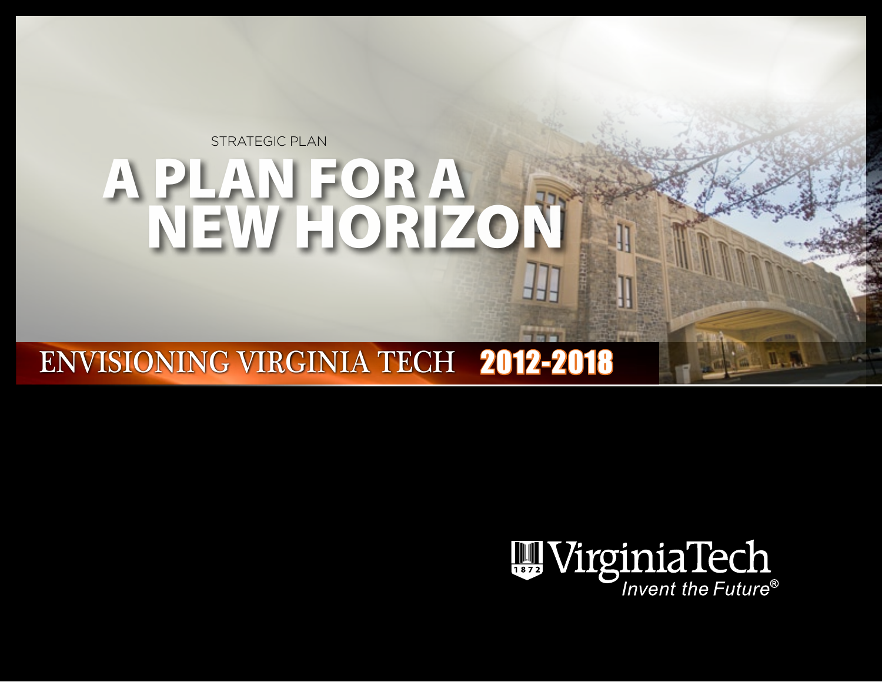STRATEGIC PLAN

# A PLAN FOR A NEW HORIZON

## ENVISIONING VIRGINIA TECH 2012-2018

Virginia Tech

1872

*Invent the Future®*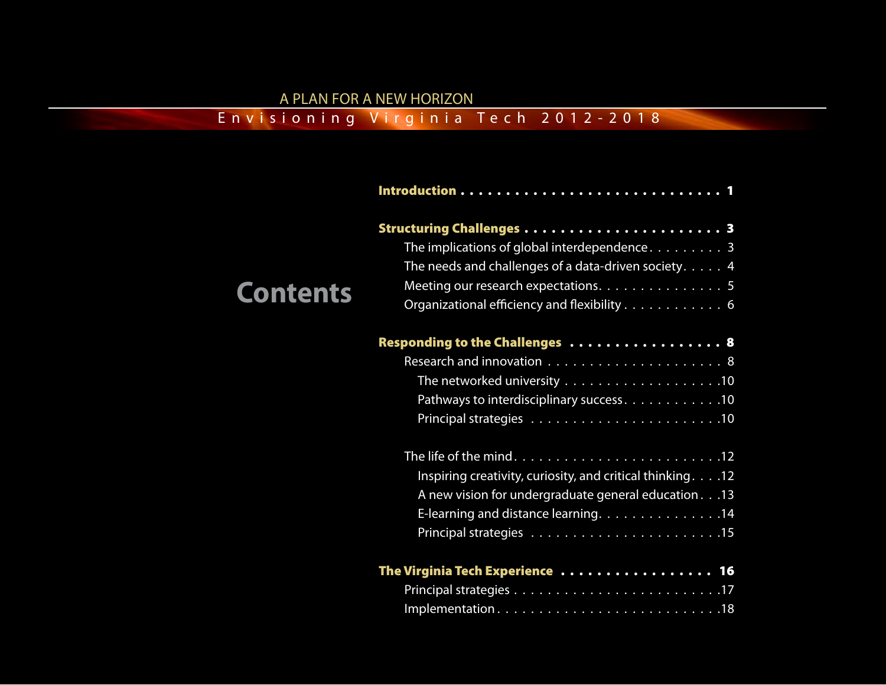A PLAN FOR A NEW HORIZON

Envisioning Virginia Tech 2012-2018

# Contents

**Introduction** . . . . . . . . . . . . . . . . . . . . . . . . . . . . **1**

**Structuring Challenges** . . . . . . . . . . . . . . . . . . . . . . . **3**

- The implications of global interdependence . . . . . . . . . 3
- The needs and challenges of a data-driven society . . . . . 4
- Meeting our research expectations . . . . . . . . . . . . . . . . 5
- Organizational efficiency and flexibility . . . . . . . . . . . . 6

**Responding to the Challenges** . . . . . . . . . . . . . . . . . . **8**

- Research and innovation . . . . . . . . . . . . . . . . . . . . . 8
  - The networked university . . . . . . . . . . . . . . . . . . .10
  - Pathways to interdisciplinary success . . . . . . . . . . . .10
  - Principal strategies . . . . . . . . . . . . . . . . . . . . . .10
- The life of the mind . . . . . . . . . . . . . . . . . . . . . . . . .12
  - Inspiring creativity, curiosity, and critical thinking . . . .12
  - A new vision for undergraduate general education . . .13
  - E-learning and distance learning . . . . . . . . . . . . . . .14
  - Principal strategies . . . . . . . . . . . . . . . . . . . . . .15

**The Virginia Tech Experience** . . . . . . . . . . . . . . . . . **16**

- Principal strategies . . . . . . . . . . . . . . . . . . . . . . . .17
- Implementation . . . . . . . . . . . . . . . . . . . . . . . . . . .18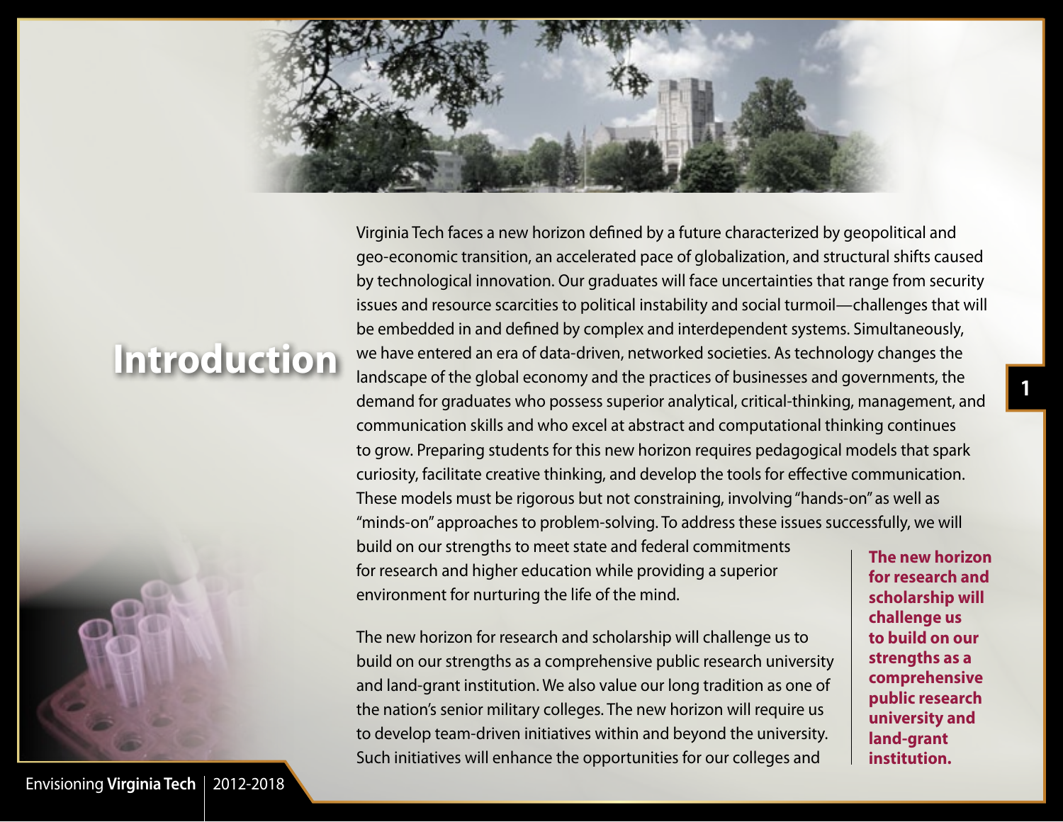# Introduction

Virginia Tech faces a new horizon defined by a future characterized by geopolitical and geo-economic transition, an accelerated pace of globalization, and structural shifts caused by technological innovation. Our graduates will face uncertainties that range from security issues and resource scarcities to political instability and social turmoil—challenges that will be embedded in and defined by complex and interdependent systems. Simultaneously, we have entered an era of data-driven, networked societies. As technology changes the landscape of the global economy and the practices of businesses and governments, the demand for graduates who possess superior analytical, critical-thinking, management, and communication skills and who excel at abstract and computational thinking continues to grow. Preparing students for this new horizon requires pedagogical models that spark curiosity, facilitate creative thinking, and develop the tools for effective communication. These models must be rigorous but not constraining, involving "hands-on" as well as "minds-on" approaches to problem-solving. To address these issues successfully, we will build on our strengths to meet state and federal commitments for research and higher education while providing a superior environment for nurturing the life of the mind.

**The new horizon for research and scholarship will challenge us to build on our strengths as a comprehensive public research university and land-grant institution.**

The new horizon for research and scholarship will challenge us to build on our strengths as a comprehensive public research university and land-grant institution. We also value our long tradition as one of the nation's senior military colleges. The new horizon will require us to develop team-driven initiatives within and beyond the university. Such initiatives will enhance the opportunities for our colleges and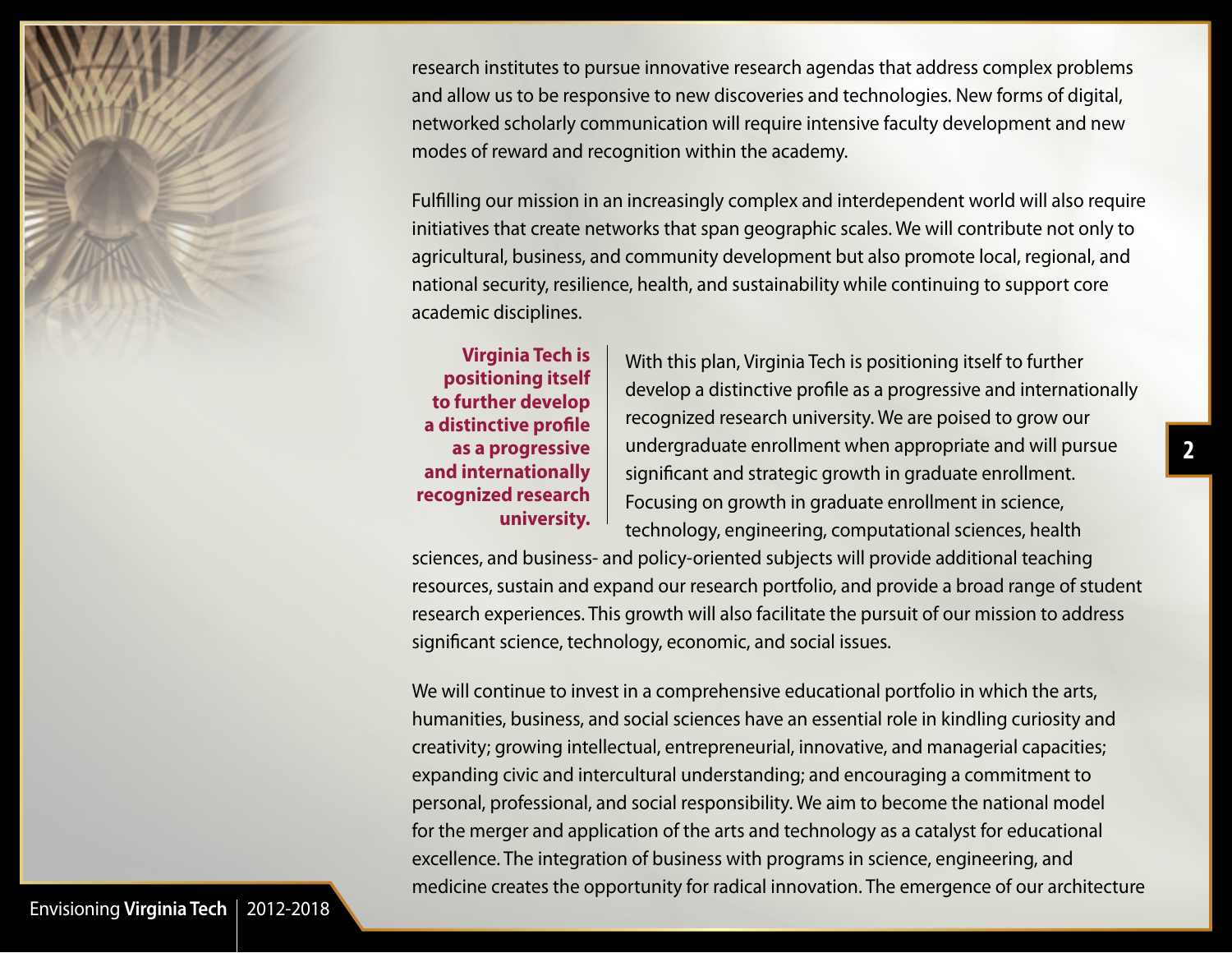research institutes to pursue innovative research agendas that address complex problems and allow us to be responsive to new discoveries and technologies. New forms of digital, networked scholarly communication will require intensive faculty development and new modes of reward and recognition within the academy.

Fulfilling our mission in an increasingly complex and interdependent world will also require initiatives that create networks that span geographic scales. We will contribute not only to agricultural, business, and community development but also promote local, regional, and national security, resilience, health, and sustainability while continuing to support core academic disciplines.

**Virginia Tech is positioning itself to further develop a distinctive profile as a progressive and internationally recognized research university.**

With this plan, Virginia Tech is positioning itself to further develop a distinctive profile as a progressive and internationally recognized research university. We are poised to grow our undergraduate enrollment when appropriate and will pursue significant and strategic growth in graduate enrollment. Focusing on growth in graduate enrollment in science, technology, engineering, computational sciences, health sciences, and business- and policy-oriented subjects will provide additional teaching resources, sustain and expand our research portfolio, and provide a broad range of student research experiences. This growth will also facilitate the pursuit of our mission to address significant science, technology, economic, and social issues.

We will continue to invest in a comprehensive educational portfolio in which the arts, humanities, business, and social sciences have an essential role in kindling curiosity and creativity; growing intellectual, entrepreneurial, innovative, and managerial capacities; expanding civic and intercultural understanding; and encouraging a commitment to personal, professional, and social responsibility. We aim to become the national model for the merger and application of the arts and technology as a catalyst for educational excellence. The integration of business with programs in science, engineering, and medicine creates the opportunity for radical innovation. The emergence of our architecture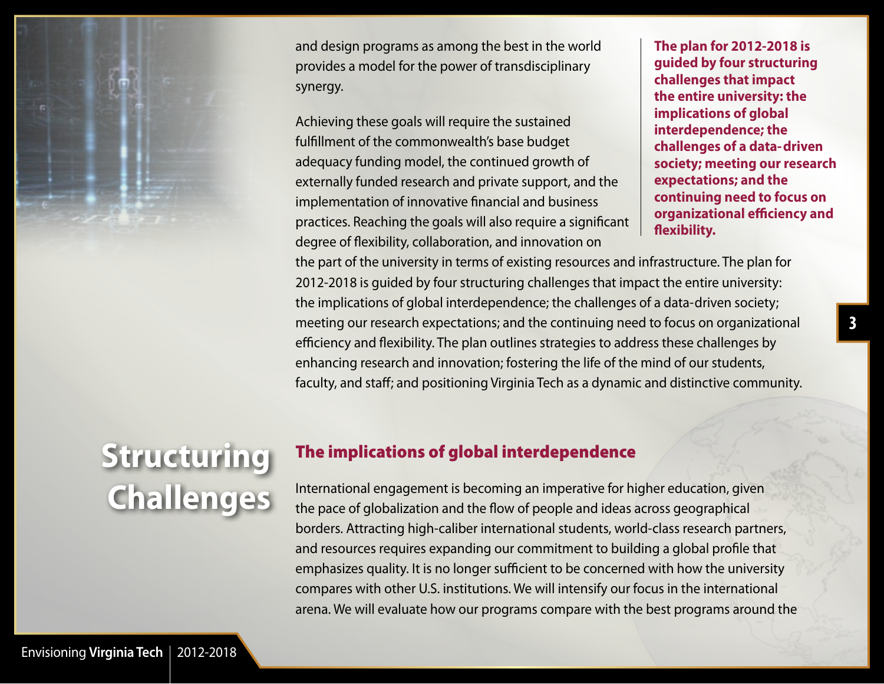and design programs as among the best in the world provides a model for the power of transdisciplinary synergy.

Achieving these goals will require the sustained fulfillment of the commonwealth's base budget adequacy funding model, the continued growth of externally funded research and private support, and the implementation of innovative financial and business practices. Reaching the goals will also require a significant degree of flexibility, collaboration, and innovation on the part of the university in terms of existing resources and infrastructure. The plan for 2012-2018 is guided by four structuring challenges that impact the entire university: the implications of global interdependence; the challenges of a data-driven society; meeting our research expectations; and the continuing need to focus on organizational efficiency and flexibility. The plan outlines strategies to address these challenges by enhancing research and innovation; fostering the life of the mind of our students, faculty, and staff; and positioning Virginia Tech as a dynamic and distinctive community.

**The plan for 2012-2018 is guided by four structuring challenges that impact the entire university: the implications of global interdependence; the challenges of a data-driven society; meeting our research expectations; and the continuing need to focus on organizational efficiency and flexibility.**

# Structuring Challenges

## The implications of global interdependence

International engagement is becoming an imperative for higher education, given the pace of globalization and the flow of people and ideas across geographical borders. Attracting high-caliber international students, world-class research partners, and resources requires expanding our commitment to building a global profile that emphasizes quality. It is no longer sufficient to be concerned with how the university compares with other U.S. institutions. We will intensify our focus in the international arena. We will evaluate how our programs compare with the best programs around the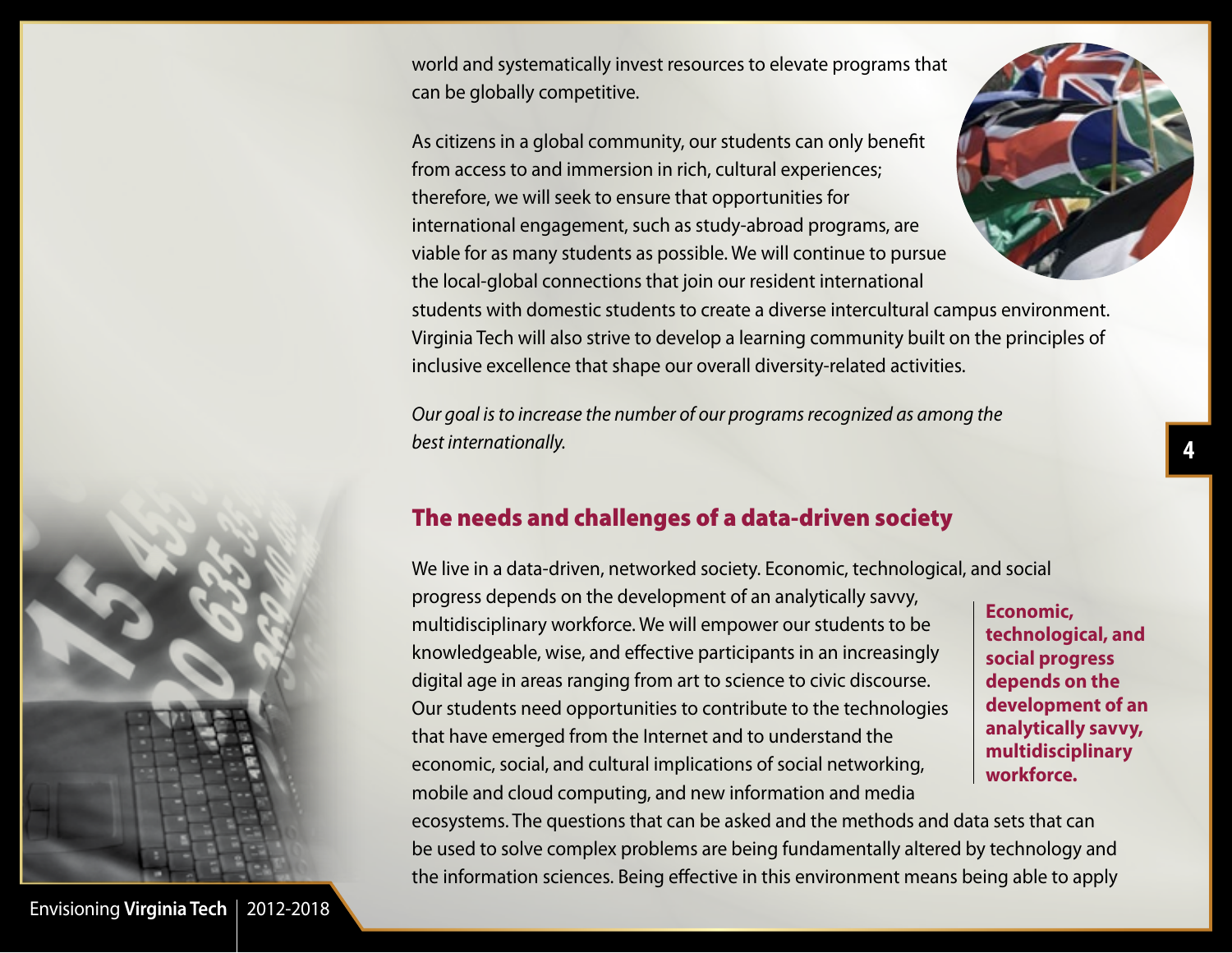world and systematically invest resources to elevate programs that can be globally competitive.

As citizens in a global community, our students can only benefit from access to and immersion in rich, cultural experiences; therefore, we will seek to ensure that opportunities for international engagement, such as study-abroad programs, are viable for as many students as possible. We will continue to pursue the local-global connections that join our resident international students with domestic students to create a diverse intercultural campus environment. Virginia Tech will also strive to develop a learning community built on the principles of inclusive excellence that shape our overall diversity-related activities.

*Our goal is to increase the number of our programs recognized as among the best internationally.*

## The needs and challenges of a data-driven society

We live in a data-driven, networked society. Economic, technological, and social progress depends on the development of an analytically savvy, multidisciplinary workforce. We will empower our students to be knowledgeable, wise, and effective participants in an increasingly digital age in areas ranging from art to science to civic discourse. Our students need opportunities to contribute to the technologies that have emerged from the Internet and to understand the economic, social, and cultural implications of social networking, mobile and cloud computing, and new information and media ecosystems. The questions that can be asked and the methods and data sets that can be used to solve complex problems are being fundamentally altered by technology and the information sciences. Being effective in this environment means being able to apply

**Economic, technological, and social progress depends on the development of an analytically savvy, multidisciplinary workforce.**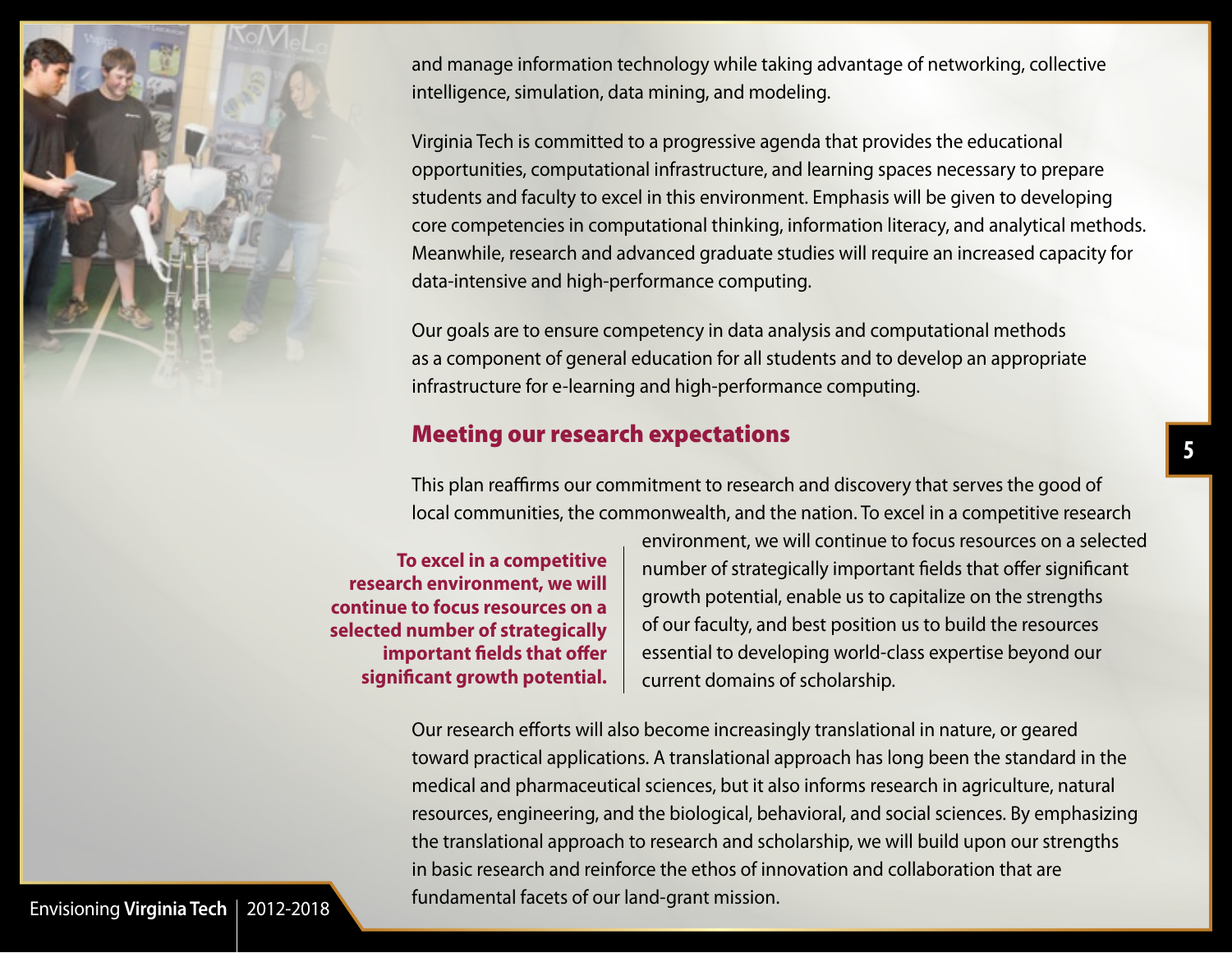and manage information technology while taking advantage of networking, collective intelligence, simulation, data mining, and modeling.

Virginia Tech is committed to a progressive agenda that provides the educational opportunities, computational infrastructure, and learning spaces necessary to prepare students and faculty to excel in this environment. Emphasis will be given to developing core competencies in computational thinking, information literacy, and analytical methods. Meanwhile, research and advanced graduate studies will require an increased capacity for data-intensive and high-performance computing.

Our goals are to ensure competency in data analysis and computational methods as a component of general education for all students and to develop an appropriate infrastructure for e-learning and high-performance computing.

## Meeting our research expectations

This plan reaffirms our commitment to research and discovery that serves the good of local communities, the commonwealth, and the nation. To excel in a competitive research environment, we will continue to focus resources on a selected number of strategically important fields that offer significant growth potential, enable us to capitalize on the strengths of our faculty, and best position us to build the resources essential to developing world-class expertise beyond our current domains of scholarship.

**To excel in a competitive research environment, we will continue to focus resources on a selected number of strategically important fields that offer significant growth potential.**

Our research efforts will also become increasingly translational in nature, or geared toward practical applications. A translational approach has long been the standard in the medical and pharmaceutical sciences, but it also informs research in agriculture, natural resources, engineering, and the biological, behavioral, and social sciences. By emphasizing the translational approach to research and scholarship, we will build upon our strengths in basic research and reinforce the ethos of innovation and collaboration that are fundamental facets of our land-grant mission.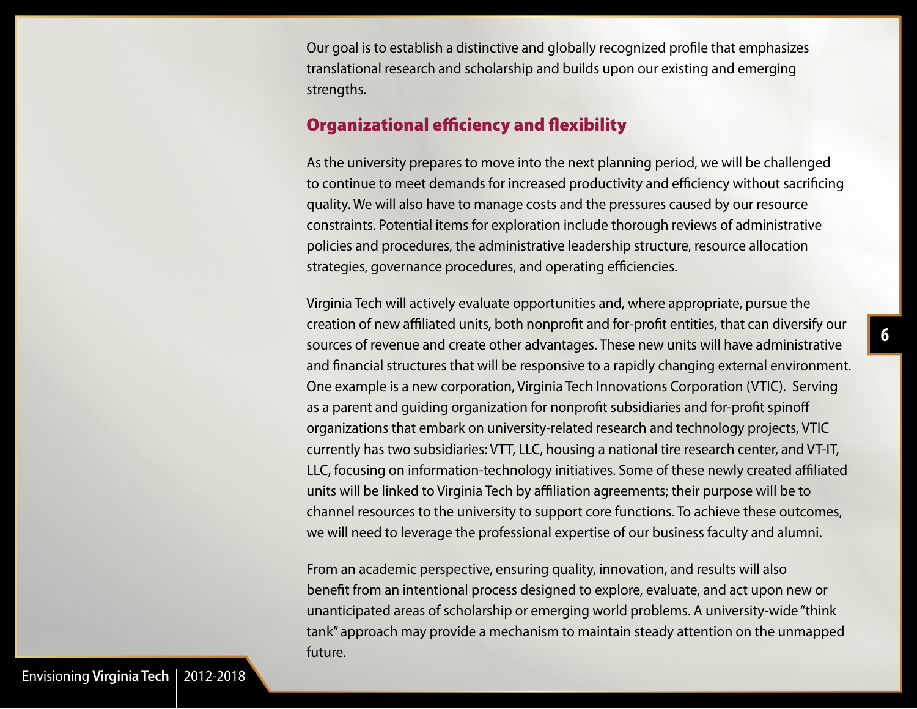Our goal is to establish a distinctive and globally recognized profile that emphasizes translational research and scholarship and builds upon our existing and emerging strengths.

## Organizational efficiency and flexibility

As the university prepares to move into the next planning period, we will be challenged to continue to meet demands for increased productivity and efficiency without sacrificing quality. We will also have to manage costs and the pressures caused by our resource constraints. Potential items for exploration include thorough reviews of administrative policies and procedures, the administrative leadership structure, resource allocation strategies, governance procedures, and operating efficiencies.

Virginia Tech will actively evaluate opportunities and, where appropriate, pursue the creation of new affiliated units, both nonprofit and for-profit entities, that can diversify our sources of revenue and create other advantages. These new units will have administrative and financial structures that will be responsive to a rapidly changing external environment. One example is a new corporation, Virginia Tech Innovations Corporation (VTIC). Serving as a parent and guiding organization for nonprofit subsidiaries and for-profit spinoff organizations that embark on university-related research and technology projects, VTIC currently has two subsidiaries: VTT, LLC, housing a national tire research center, and VT-IT, LLC, focusing on information-technology initiatives. Some of these newly created affiliated units will be linked to Virginia Tech by affiliation agreements; their purpose will be to channel resources to the university to support core functions. To achieve these outcomes, we will need to leverage the professional expertise of our business faculty and alumni.

From an academic perspective, ensuring quality, innovation, and results will also benefit from an intentional process designed to explore, evaluate, and act upon new or unanticipated areas of scholarship or emerging world problems. A university-wide "think tank" approach may provide a mechanism to maintain steady attention on the unmapped future.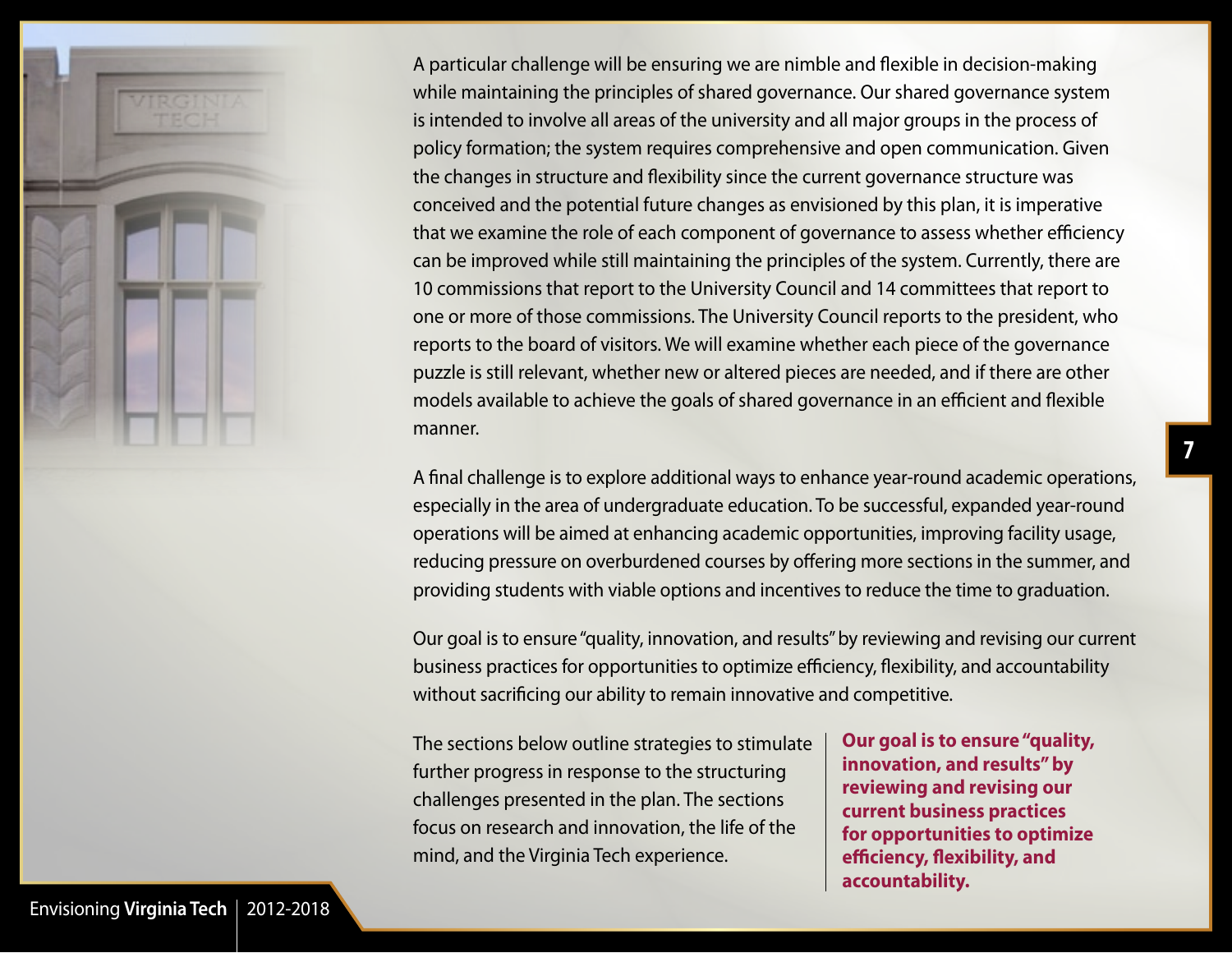A particular challenge will be ensuring we are nimble and flexible in decision-making while maintaining the principles of shared governance. Our shared governance system is intended to involve all areas of the university and all major groups in the process of policy formation; the system requires comprehensive and open communication. Given the changes in structure and flexibility since the current governance structure was conceived and the potential future changes as envisioned by this plan, it is imperative that we examine the role of each component of governance to assess whether efficiency can be improved while still maintaining the principles of the system. Currently, there are 10 commissions that report to the University Council and 14 committees that report to one or more of those commissions. The University Council reports to the president, who reports to the board of visitors. We will examine whether each piece of the governance puzzle is still relevant, whether new or altered pieces are needed, and if there are other models available to achieve the goals of shared governance in an efficient and flexible manner.

A final challenge is to explore additional ways to enhance year-round academic operations, especially in the area of undergraduate education. To be successful, expanded year-round operations will be aimed at enhancing academic opportunities, improving facility usage, reducing pressure on overburdened courses by offering more sections in the summer, and providing students with viable options and incentives to reduce the time to graduation.

Our goal is to ensure "quality, innovation, and results" by reviewing and revising our current business practices for opportunities to optimize efficiency, flexibility, and accountability without sacrificing our ability to remain innovative and competitive.

The sections below outline strategies to stimulate further progress in response to the structuring challenges presented in the plan. The sections focus on research and innovation, the life of the mind, and the Virginia Tech experience.

**Our goal is to ensure "quality, innovation, and results" by reviewing and revising our current business practices for opportunities to optimize efficiency, flexibility, and accountability.**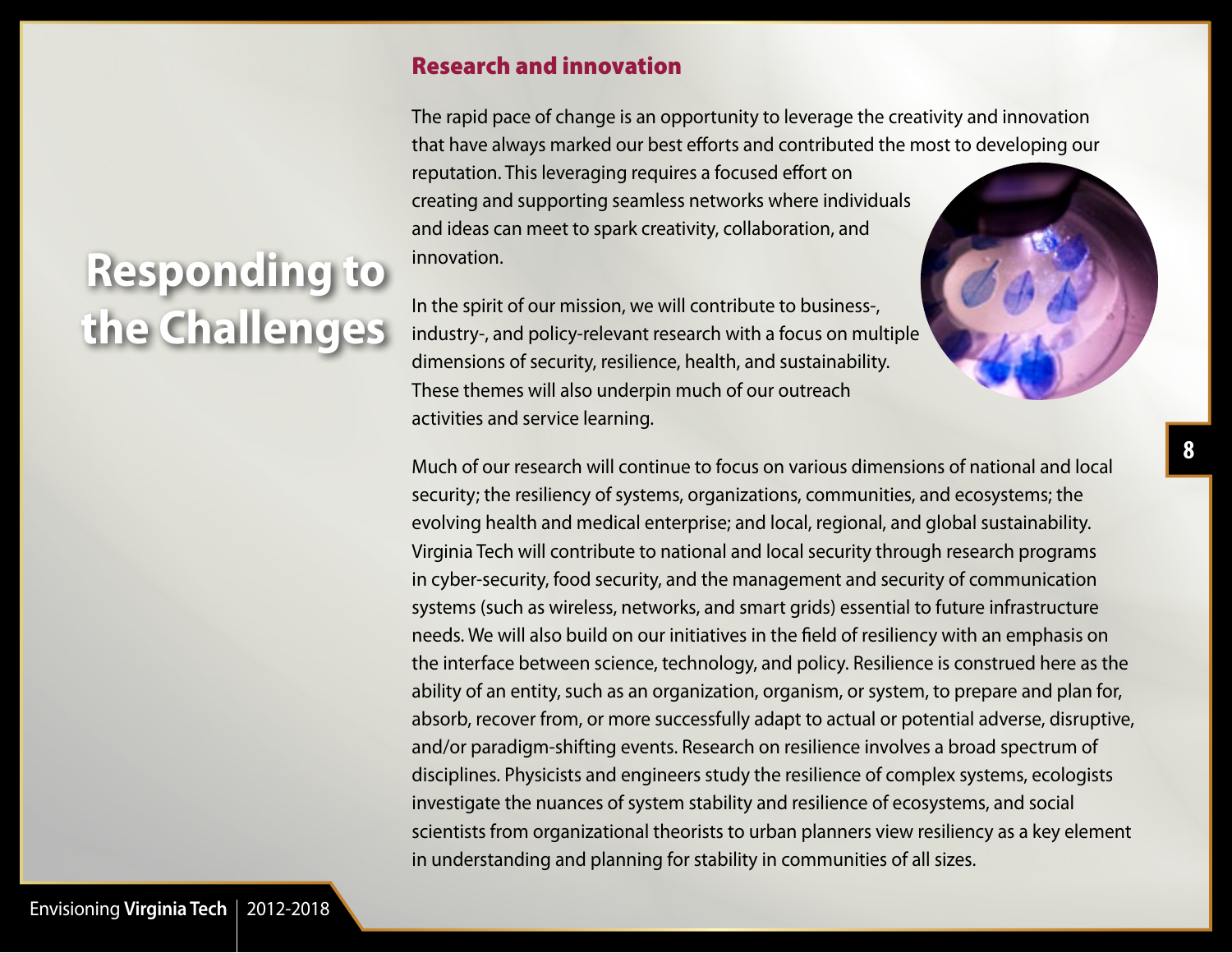# Responding to the Challenges

## Research and innovation

The rapid pace of change is an opportunity to leverage the creativity and innovation that have always marked our best efforts and contributed the most to developing our reputation. This leveraging requires a focused effort on creating and supporting seamless networks where individuals and ideas can meet to spark creativity, collaboration, and innovation.

In the spirit of our mission, we will contribute to business-, industry-, and policy-relevant research with a focus on multiple dimensions of security, resilience, health, and sustainability. These themes will also underpin much of our outreach activities and service learning.

Much of our research will continue to focus on various dimensions of national and local security; the resiliency of systems, organizations, communities, and ecosystems; the evolving health and medical enterprise; and local, regional, and global sustainability. Virginia Tech will contribute to national and local security through research programs in cyber-security, food security, and the management and security of communication systems (such as wireless, networks, and smart grids) essential to future infrastructure needs. We will also build on our initiatives in the field of resiliency with an emphasis on the interface between science, technology, and policy. Resilience is construed here as the ability of an entity, such as an organization, organism, or system, to prepare and plan for, absorb, recover from, or more successfully adapt to actual or potential adverse, disruptive, and/or paradigm-shifting events. Research on resilience involves a broad spectrum of disciplines. Physicists and engineers study the resilience of complex systems, ecologists investigate the nuances of system stability and resilience of ecosystems, and social scientists from organizational theorists to urban planners view resiliency as a key element in understanding and planning for stability in communities of all sizes.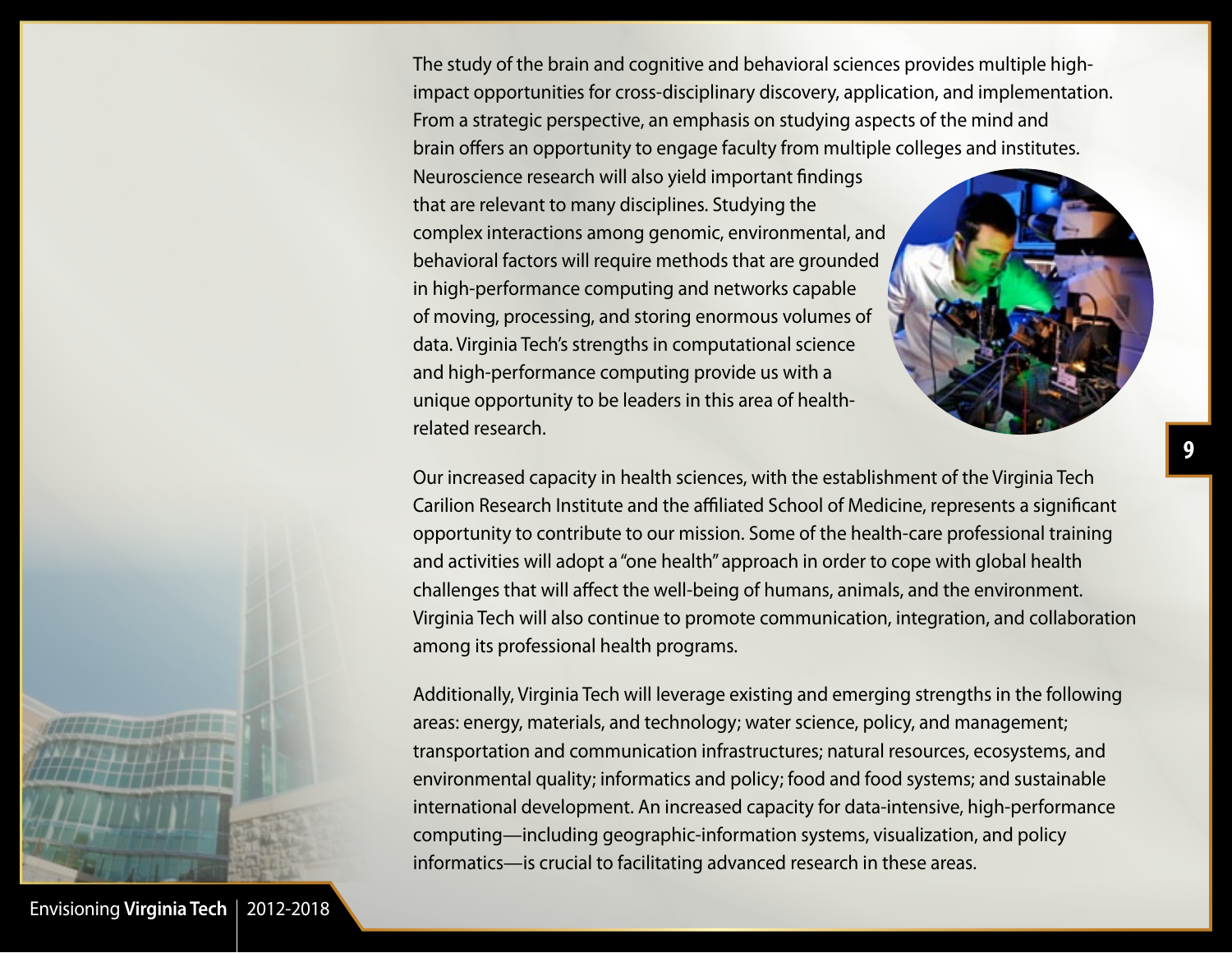The study of the brain and cognitive and behavioral sciences provides multiple high-impact opportunities for cross-disciplinary discovery, application, and implementation. From a strategic perspective, an emphasis on studying aspects of the mind and brain offers an opportunity to engage faculty from multiple colleges and institutes. Neuroscience research will also yield important findings that are relevant to many disciplines. Studying the complex interactions among genomic, environmental, and behavioral factors will require methods that are grounded in high-performance computing and networks capable of moving, processing, and storing enormous volumes of data. Virginia Tech's strengths in computational science and high-performance computing provide us with a unique opportunity to be leaders in this area of health-related research.

Our increased capacity in health sciences, with the establishment of the Virginia Tech Carilion Research Institute and the affiliated School of Medicine, represents a significant opportunity to contribute to our mission. Some of the health-care professional training and activities will adopt a "one health" approach in order to cope with global health challenges that will affect the well-being of humans, animals, and the environment. Virginia Tech will also continue to promote communication, integration, and collaboration among its professional health programs.

Additionally, Virginia Tech will leverage existing and emerging strengths in the following areas: energy, materials, and technology; water science, policy, and management; transportation and communication infrastructures; natural resources, ecosystems, and environmental quality; informatics and policy; food and food systems; and sustainable international development. An increased capacity for data-intensive, high-performance computing—including geographic-information systems, visualization, and policy informatics—is crucial to facilitating advanced research in these areas.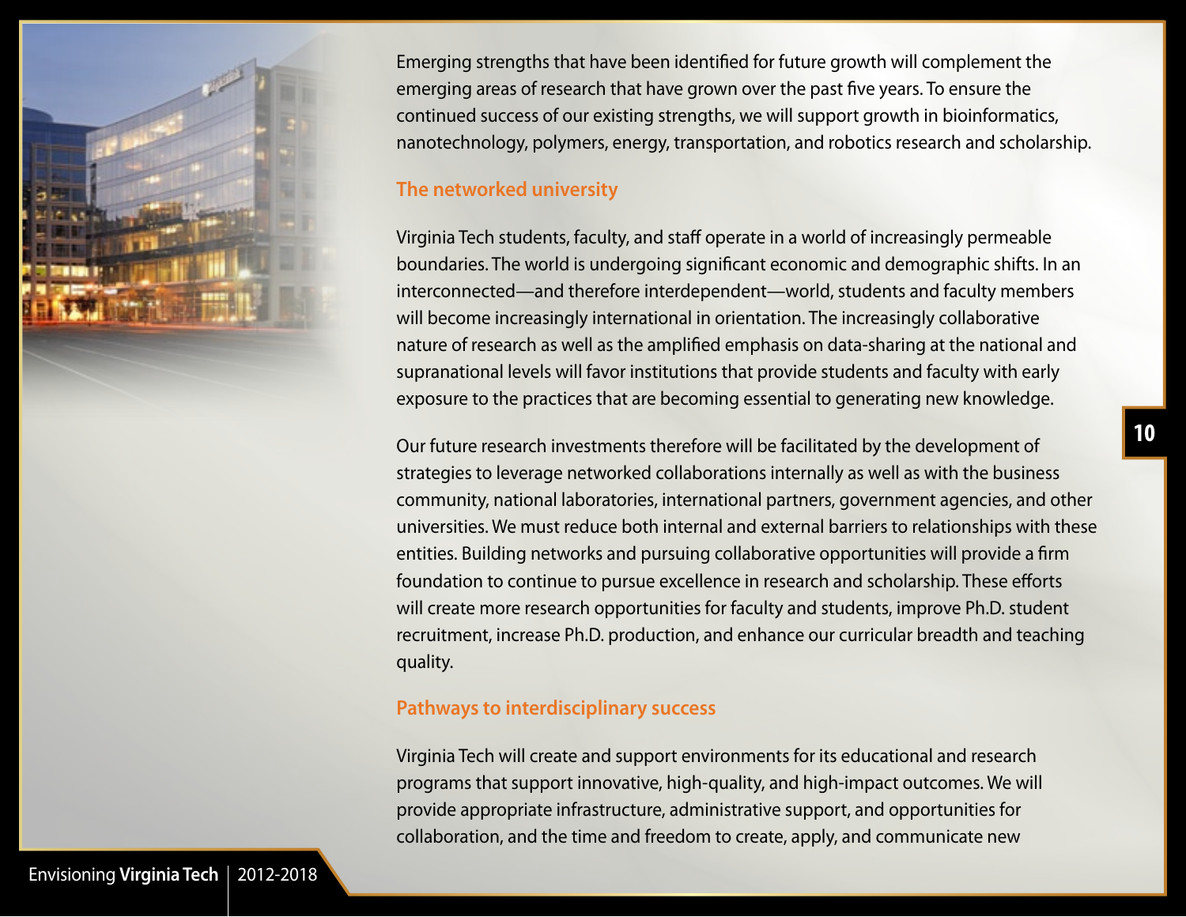Emerging strengths that have been identified for future growth will complement the emerging areas of research that have grown over the past five years. To ensure the continued success of our existing strengths, we will support growth in bioinformatics, nanotechnology, polymers, energy, transportation, and robotics research and scholarship.

## The networked university

Virginia Tech students, faculty, and staff operate in a world of increasingly permeable boundaries. The world is undergoing significant economic and demographic shifts. In an interconnected—and therefore interdependent—world, students and faculty members will become increasingly international in orientation. The increasingly collaborative nature of research as well as the amplified emphasis on data-sharing at the national and supranational levels will favor institutions that provide students and faculty with early exposure to the practices that are becoming essential to generating new knowledge.

Our future research investments therefore will be facilitated by the development of strategies to leverage networked collaborations internally as well as with the business community, national laboratories, international partners, government agencies, and other universities. We must reduce both internal and external barriers to relationships with these entities. Building networks and pursuing collaborative opportunities will provide a firm foundation to continue to pursue excellence in research and scholarship. These efforts will create more research opportunities for faculty and students, improve Ph.D. student recruitment, increase Ph.D. production, and enhance our curricular breadth and teaching quality.

## Pathways to interdisciplinary success

Virginia Tech will create and support environments for its educational and research programs that support innovative, high-quality, and high-impact outcomes. We will provide appropriate infrastructure, administrative support, and opportunities for collaboration, and the time and freedom to create, apply, and communicate new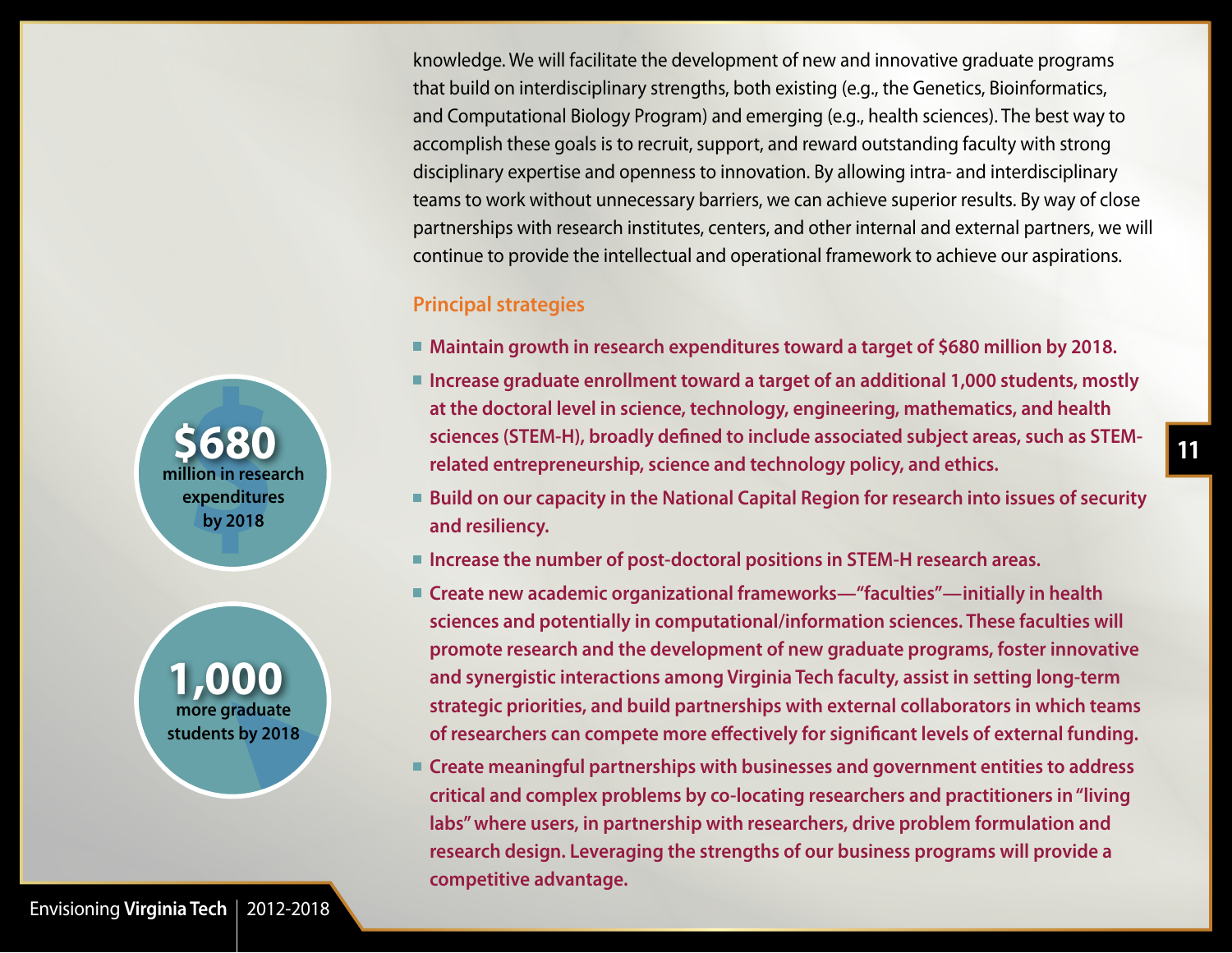knowledge. We will facilitate the development of new and innovative graduate programs that build on interdisciplinary strengths, both existing (e.g., the Genetics, Bioinformatics, and Computational Biology Program) and emerging (e.g., health sciences). The best way to accomplish these goals is to recruit, support, and reward outstanding faculty with strong disciplinary expertise and openness to innovation. By allowing intra- and interdisciplinary teams to work without unnecessary barriers, we can achieve superior results. By way of close partnerships with research institutes, centers, and other internal and external partners, we will continue to provide the intellectual and operational framework to achieve our aspirations.

**$680** million in research expenditures by 2018

**1,000** more graduate students by 2018

### Principal strategies

- **Maintain growth in research expenditures toward a target of $680 million by 2018.**
- **Increase graduate enrollment toward a target of an additional 1,000 students, mostly at the doctoral level in science, technology, engineering, mathematics, and health sciences (STEM-H), broadly defined to include associated subject areas, such as STEM-related entrepreneurship, science and technology policy, and ethics.**
- **Build on our capacity in the National Capital Region for research into issues of security and resiliency.**
- **Increase the number of post-doctoral positions in STEM-H research areas.**
- **Create new academic organizational frameworks—"faculties"—initially in health sciences and potentially in computational/information sciences. These faculties will promote research and the development of new graduate programs, foster innovative and synergistic interactions among Virginia Tech faculty, assist in setting long-term strategic priorities, and build partnerships with external collaborators in which teams of researchers can compete more effectively for significant levels of external funding.**
- **Create meaningful partnerships with businesses and government entities to address critical and complex problems by co-locating researchers and practitioners in "living labs" where users, in partnership with researchers, drive problem formulation and research design. Leveraging the strengths of our business programs will provide a competitive advantage.**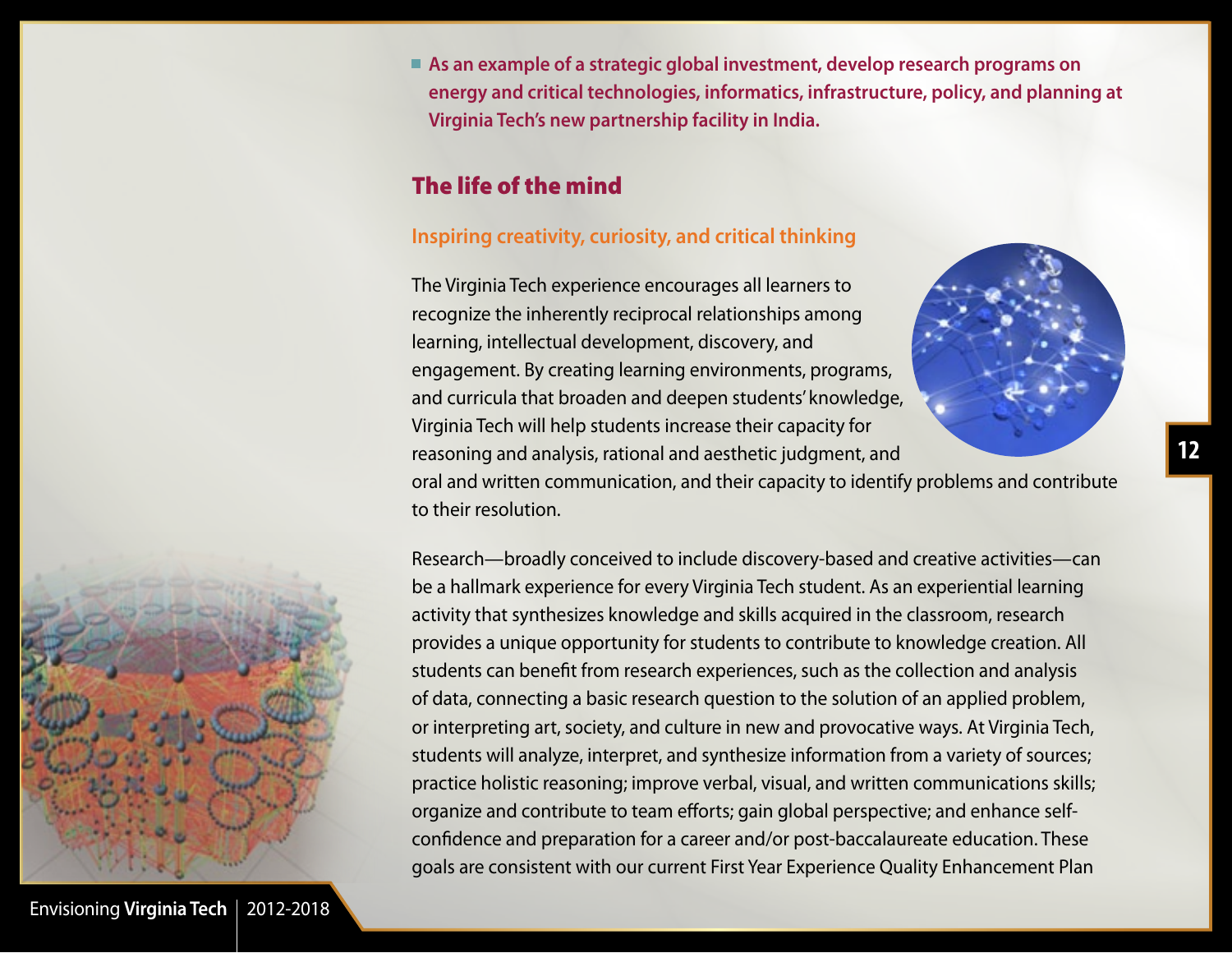- **As an example of a strategic global investment, develop research programs on energy and critical technologies, informatics, infrastructure, policy, and planning at Virginia Tech's new partnership facility in India.**

## The life of the mind

### Inspiring creativity, curiosity, and critical thinking

The Virginia Tech experience encourages all learners to recognize the inherently reciprocal relationships among learning, intellectual development, discovery, and engagement. By creating learning environments, programs, and curricula that broaden and deepen students' knowledge, Virginia Tech will help students increase their capacity for reasoning and analysis, rational and aesthetic judgment, and oral and written communication, and their capacity to identify problems and contribute to their resolution.

Research—broadly conceived to include discovery-based and creative activities—can be a hallmark experience for every Virginia Tech student. As an experiential learning activity that synthesizes knowledge and skills acquired in the classroom, research provides a unique opportunity for students to contribute to knowledge creation. All students can benefit from research experiences, such as the collection and analysis of data, connecting a basic research question to the solution of an applied problem, or interpreting art, society, and culture in new and provocative ways. At Virginia Tech, students will analyze, interpret, and synthesize information from a variety of sources; practice holistic reasoning; improve verbal, visual, and written communications skills; organize and contribute to team efforts; gain global perspective; and enhance self-confidence and preparation for a career and/or post-baccalaureate education. These goals are consistent with our current First Year Experience Quality Enhancement Plan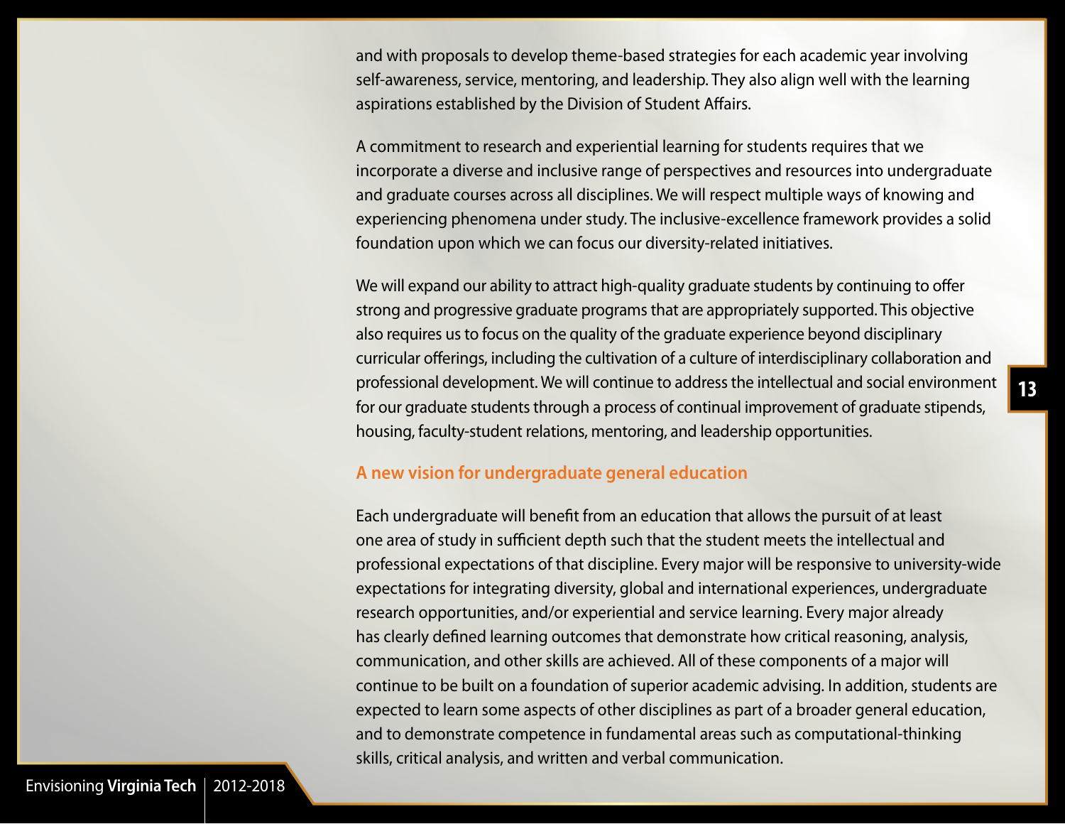and with proposals to develop theme-based strategies for each academic year involving self-awareness, service, mentoring, and leadership. They also align well with the learning aspirations established by the Division of Student Affairs.

A commitment to research and experiential learning for students requires that we incorporate a diverse and inclusive range of perspectives and resources into undergraduate and graduate courses across all disciplines. We will respect multiple ways of knowing and experiencing phenomena under study. The inclusive-excellence framework provides a solid foundation upon which we can focus our diversity-related initiatives.

We will expand our ability to attract high-quality graduate students by continuing to offer strong and progressive graduate programs that are appropriately supported. This objective also requires us to focus on the quality of the graduate experience beyond disciplinary curricular offerings, including the cultivation of a culture of interdisciplinary collaboration and professional development. We will continue to address the intellectual and social environment for our graduate students through a process of continual improvement of graduate stipends, housing, faculty-student relations, mentoring, and leadership opportunities.

## A new vision for undergraduate general education

Each undergraduate will benefit from an education that allows the pursuit of at least one area of study in sufficient depth such that the student meets the intellectual and professional expectations of that discipline. Every major will be responsive to university-wide expectations for integrating diversity, global and international experiences, undergraduate research opportunities, and/or experiential and service learning. Every major already has clearly defined learning outcomes that demonstrate how critical reasoning, analysis, communication, and other skills are achieved. All of these components of a major will continue to be built on a foundation of superior academic advising. In addition, students are expected to learn some aspects of other disciplines as part of a broader general education, and to demonstrate competence in fundamental areas such as computational-thinking skills, critical analysis, and written and verbal communication.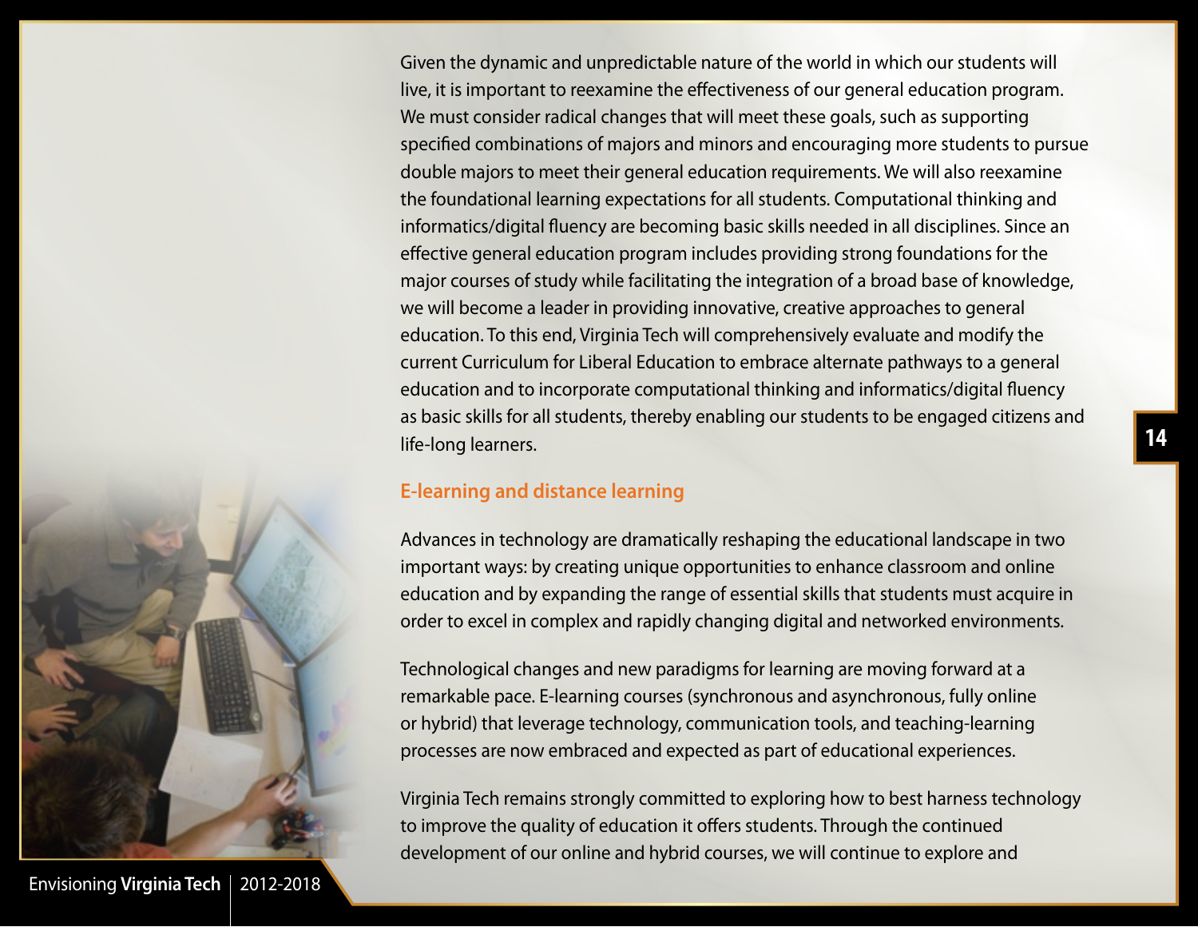Given the dynamic and unpredictable nature of the world in which our students will live, it is important to reexamine the effectiveness of our general education program. We must consider radical changes that will meet these goals, such as supporting specified combinations of majors and minors and encouraging more students to pursue double majors to meet their general education requirements. We will also reexamine the foundational learning expectations for all students. Computational thinking and informatics/digital fluency are becoming basic skills needed in all disciplines. Since an effective general education program includes providing strong foundations for the major courses of study while facilitating the integration of a broad base of knowledge, we will become a leader in providing innovative, creative approaches to general education. To this end, Virginia Tech will comprehensively evaluate and modify the current Curriculum for Liberal Education to embrace alternate pathways to a general education and to incorporate computational thinking and informatics/digital fluency as basic skills for all students, thereby enabling our students to be engaged citizens and life-long learners.

## E-learning and distance learning

Advances in technology are dramatically reshaping the educational landscape in two important ways: by creating unique opportunities to enhance classroom and online education and by expanding the range of essential skills that students must acquire in order to excel in complex and rapidly changing digital and networked environments.

Technological changes and new paradigms for learning are moving forward at a remarkable pace. E-learning courses (synchronous and asynchronous, fully online or hybrid) that leverage technology, communication tools, and teaching-learning processes are now embraced and expected as part of educational experiences.

Virginia Tech remains strongly committed to exploring how to best harness technology to improve the quality of education it offers students. Through the continued development of our online and hybrid courses, we will continue to explore and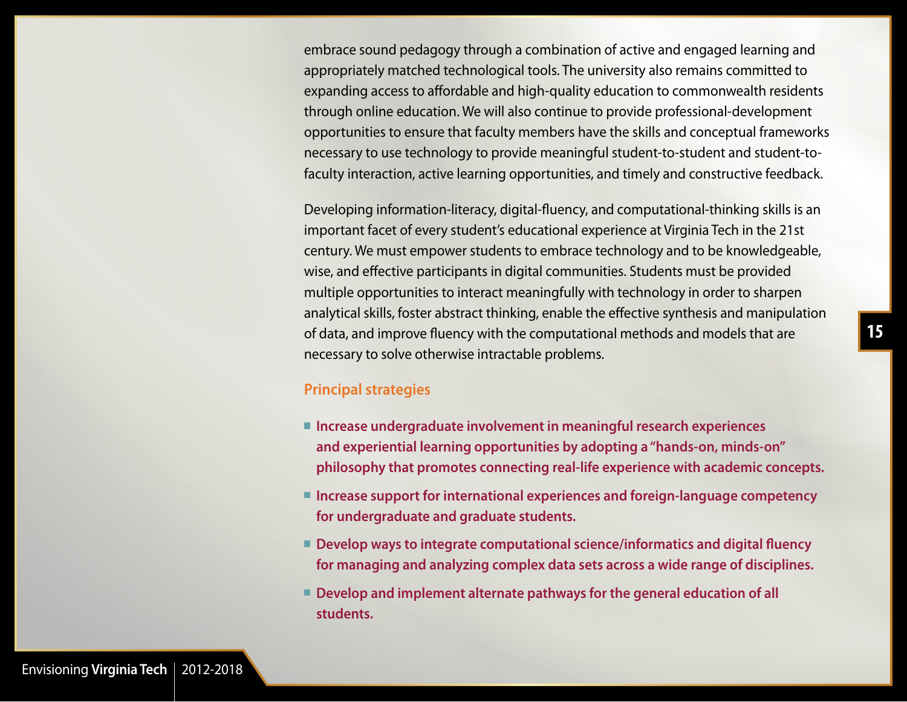embrace sound pedagogy through a combination of active and engaged learning and appropriately matched technological tools. The university also remains committed to expanding access to affordable and high-quality education to commonwealth residents through online education. We will also continue to provide professional-development opportunities to ensure that faculty members have the skills and conceptual frameworks necessary to use technology to provide meaningful student-to-student and student-to-faculty interaction, active learning opportunities, and timely and constructive feedback.

Developing information-literacy, digital-fluency, and computational-thinking skills is an important facet of every student's educational experience at Virginia Tech in the 21st century. We must empower students to embrace technology and to be knowledgeable, wise, and effective participants in digital communities. Students must be provided multiple opportunities to interact meaningfully with technology in order to sharpen analytical skills, foster abstract thinking, enable the effective synthesis and manipulation of data, and improve fluency with the computational methods and models that are necessary to solve otherwise intractable problems.

### Principal strategies

- **Increase undergraduate involvement in meaningful research experiences and experiential learning opportunities by adopting a "hands-on, minds-on" philosophy that promotes connecting real-life experience with academic concepts.**
- **Increase support for international experiences and foreign-language competency for undergraduate and graduate students.**
- **Develop ways to integrate computational science/informatics and digital fluency for managing and analyzing complex data sets across a wide range of disciplines.**
- **Develop and implement alternate pathways for the general education of all students.**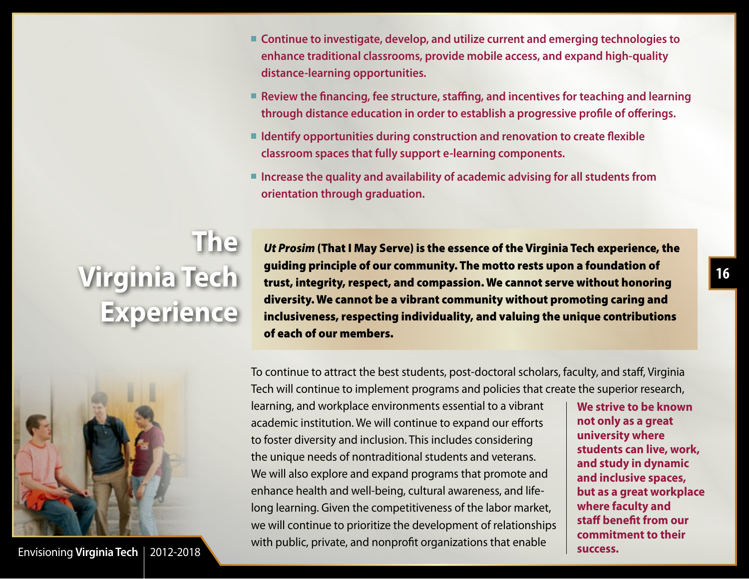- Continue to investigate, develop, and utilize current and emerging technologies to enhance traditional classrooms, provide mobile access, and expand high-quality distance-learning opportunities.
- Review the financing, fee structure, staffing, and incentives for teaching and learning through distance education in order to establish a progressive profile of offerings.
- Identify opportunities during construction and renovation to create flexible classroom spaces that fully support e-learning components.
- Increase the quality and availability of academic advising for all students from orientation through graduation.

# The Virginia Tech Experience

***Ut Prosim*** **(That I May Serve) is the essence of the Virginia Tech experience, the guiding principle of our community. The motto rests upon a foundation of trust, integrity, respect, and compassion. We cannot serve without honoring diversity. We cannot be a vibrant community without promoting caring and inclusiveness, respecting individuality, and valuing the unique contributions of each of our members.**

To continue to attract the best students, post-doctoral scholars, faculty, and staff, Virginia Tech will continue to implement programs and policies that create the superior research, learning, and workplace environments essential to a vibrant academic institution. We will continue to expand our efforts to foster diversity and inclusion. This includes considering the unique needs of nontraditional students and veterans. We will also explore and expand programs that promote and enhance health and well-being, cultural awareness, and life-long learning. Given the competitiveness of the labor market, we will continue to prioritize the development of relationships with public, private, and nonprofit organizations that enable

**We strive to be known not only as a great university where students can live, work, and study in dynamic and inclusive spaces, but as a great workplace where faculty and staff benefit from our commitment to their success.**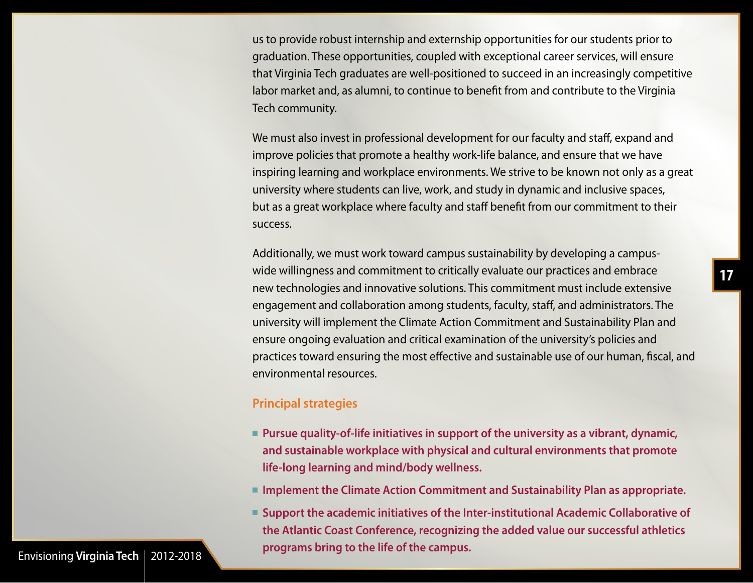us to provide robust internship and externship opportunities for our students prior to graduation. These opportunities, coupled with exceptional career services, will ensure that Virginia Tech graduates are well-positioned to succeed in an increasingly competitive labor market and, as alumni, to continue to benefit from and contribute to the Virginia Tech community.

We must also invest in professional development for our faculty and staff, expand and improve policies that promote a healthy work-life balance, and ensure that we have inspiring learning and workplace environments. We strive to be known not only as a great university where students can live, work, and study in dynamic and inclusive spaces, but as a great workplace where faculty and staff benefit from our commitment to their success.

Additionally, we must work toward campus sustainability by developing a campus-wide willingness and commitment to critically evaluate our practices and embrace new technologies and innovative solutions. This commitment must include extensive engagement and collaboration among students, faculty, staff, and administrators. The university will implement the Climate Action Commitment and Sustainability Plan and ensure ongoing evaluation and critical examination of the university's policies and practices toward ensuring the most effective and sustainable use of our human, fiscal, and environmental resources.

### Principal strategies

- **Pursue quality-of-life initiatives in support of the university as a vibrant, dynamic, and sustainable workplace with physical and cultural environments that promote life-long learning and mind/body wellness.**
- **Implement the Climate Action Commitment and Sustainability Plan as appropriate.**
- **Support the academic initiatives of the Inter-institutional Academic Collaborative of the Atlantic Coast Conference, recognizing the added value our successful athletics programs bring to the life of the campus.**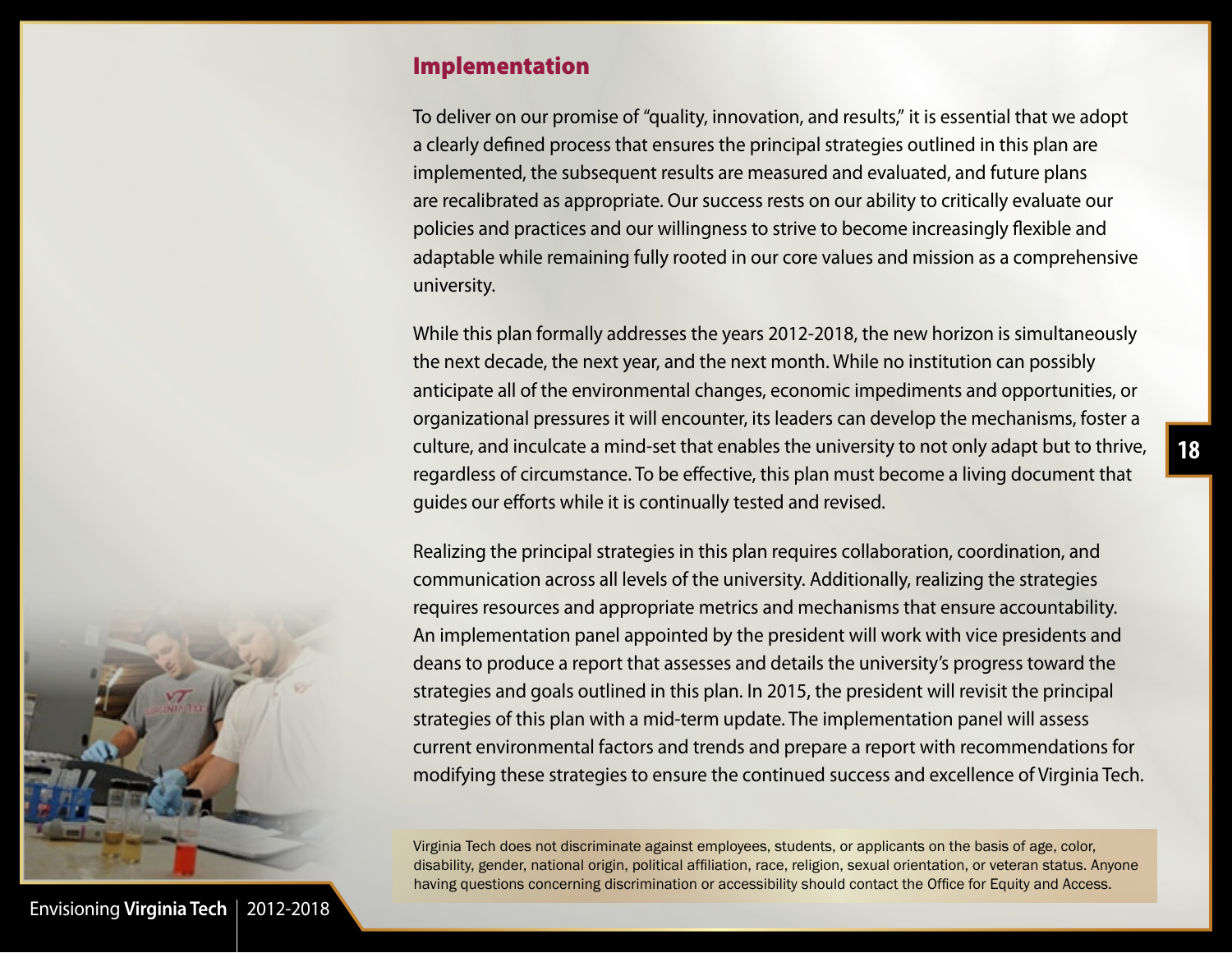## Implementation

To deliver on our promise of "quality, innovation, and results," it is essential that we adopt a clearly defined process that ensures the principal strategies outlined in this plan are implemented, the subsequent results are measured and evaluated, and future plans are recalibrated as appropriate. Our success rests on our ability to critically evaluate our policies and practices and our willingness to strive to become increasingly flexible and adaptable while remaining fully rooted in our core values and mission as a comprehensive university.

While this plan formally addresses the years 2012-2018, the new horizon is simultaneously the next decade, the next year, and the next month. While no institution can possibly anticipate all of the environmental changes, economic impediments and opportunities, or organizational pressures it will encounter, its leaders can develop the mechanisms, foster a culture, and inculcate a mind-set that enables the university to not only adapt but to thrive, regardless of circumstance. To be effective, this plan must become a living document that guides our efforts while it is continually tested and revised.

Realizing the principal strategies in this plan requires collaboration, coordination, and communication across all levels of the university. Additionally, realizing the strategies requires resources and appropriate metrics and mechanisms that ensure accountability. An implementation panel appointed by the president will work with vice presidents and deans to produce a report that assesses and details the university's progress toward the strategies and goals outlined in this plan. In 2015, the president will revisit the principal strategies of this plan with a mid-term update. The implementation panel will assess current environmental factors and trends and prepare a report with recommendations for modifying these strategies to ensure the continued success and excellence of Virginia Tech.

Virginia Tech does not discriminate against employees, students, or applicants on the basis of age, color, disability, gender, national origin, political affiliation, race, religion, sexual orientation, or veteran status. Anyone having questions concerning discrimination or accessibility should contact the Office for Equity and Access.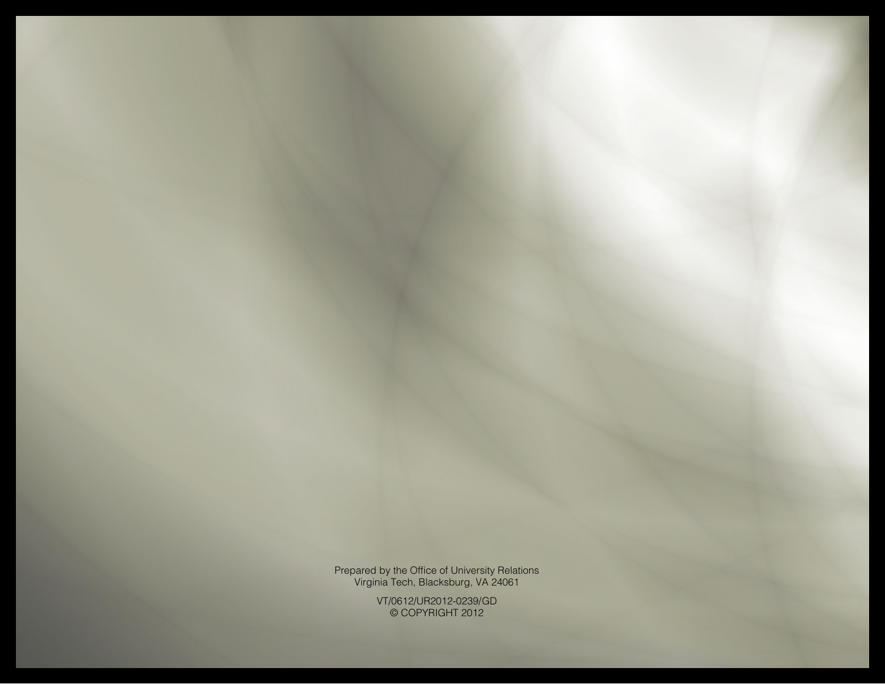Prepared by the Office of University Relations
Virginia Tech, Blacksburg, VA 24061

VT/0612/UR2012-0239/GD
© COPYRIGHT 2012